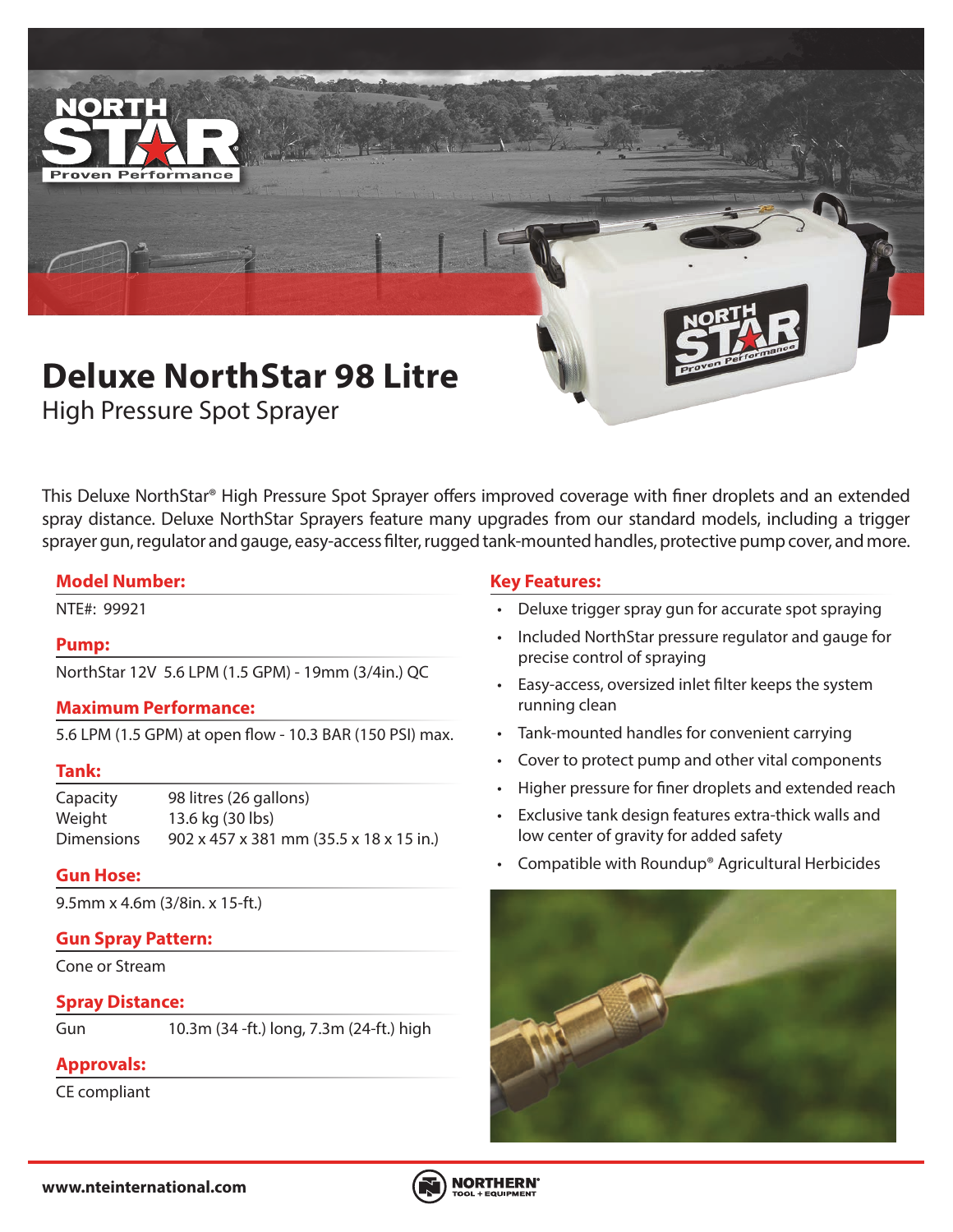# Deluxe NorthStar 98 Litre

## High Pressure Spot Sprayer

This Deluxe NorthStar® High Pressure Spot Sprayer offers improved coverage with finer droplets and an extended spray distance. Deluxe NorthStar Sprayers feature many upgrades from our standard models, including a trigger sprayer gun, regulator and gauge, easy-access filter, rugged tank-mounted handles, protective pump cover, and more.

### Model Number:

NTE#: 99921

### Pump:

NorthStar 12V 5.6 LPM (1.5 GPM) - 19mm (3/4in.) QC

### Maximum Performance:

5.6 LPM (1.5 GPM) at open flow - 10.3 BAR (150 PSI) max.

### Tank:

| | |
|---|---|
| Capacity | 98 litres (26 gallons) |
| Weight | 13.6 kg (30 lbs) |
| Dimensions | 902 x 457 x 381 mm (35.5 x 18 x 15 in.) |

### Gun Hose:

9.5mm x 4.6m (3/8in. x 15-ft.)

### Gun Spray Pattern:

Cone or Stream

### Spray Distance:

| | |
|---|---|
| Gun | 10.3m (34 -ft.) long, 7.3m (24-ft.) high |

### Approvals:

CE compliant

### Key Features:

- Deluxe trigger spray gun for accurate spot spraying
- Included NorthStar pressure regulator and gauge for precise control of spraying
- Easy-access, oversized inlet filter keeps the system running clean
- Tank-mounted handles for convenient carrying
- Cover to protect pump and other vital components
- Higher pressure for finer droplets and extended reach
- Exclusive tank design features extra-thick walls and low center of gravity for added safety
- Compatible with Roundup® Agricultural Herbicides

www.nteinternational.com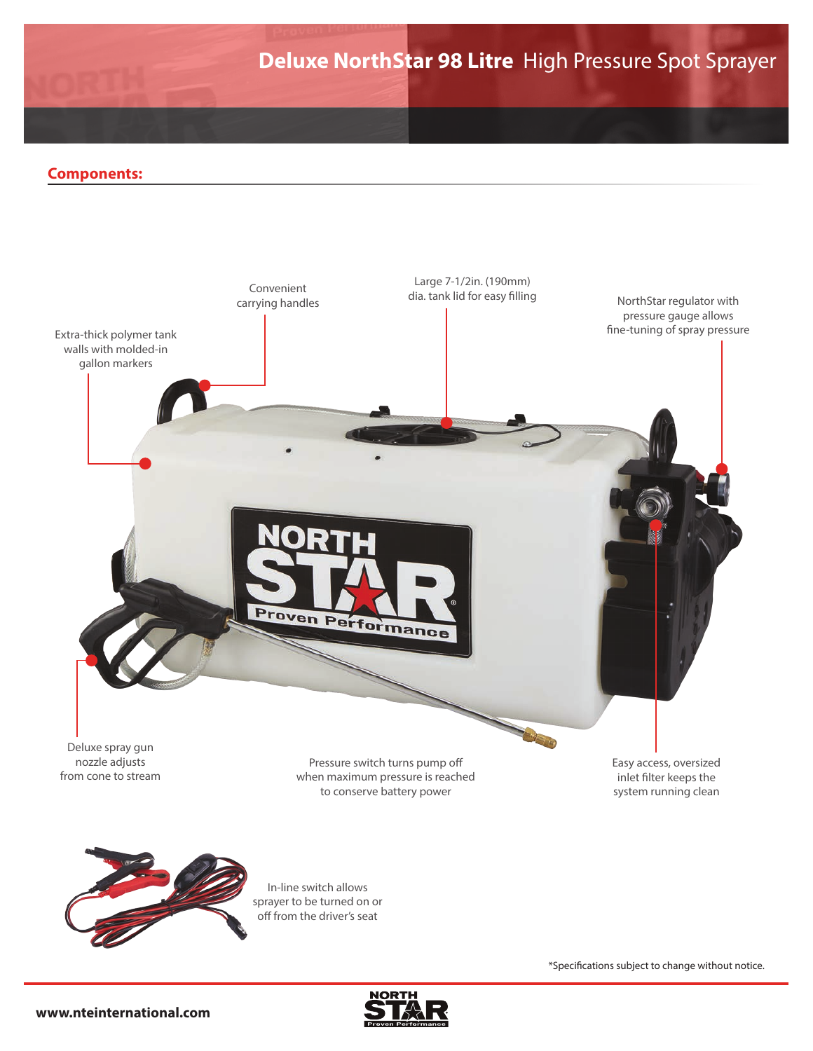# **Deluxe NorthStar 98 Litre** High Pressure Spot Sprayer

## Components:

Convenient carrying handles

Large 7-1/2in. (190mm) dia. tank lid for easy filling

NorthStar regulator with pressure gauge allows fine-tuning of spray pressure

Extra-thick polymer tank walls with molded-in gallon markers

Deluxe spray gun nozzle adjusts from cone to stream

Pressure switch turns pump off when maximum pressure is reached to conserve battery power

Easy access, oversized inlet filter keeps the system running clean

In-line switch allows sprayer to be turned on or off from the driver's seat

*Specifications subject to change without notice.

**www.nteinternational.com**